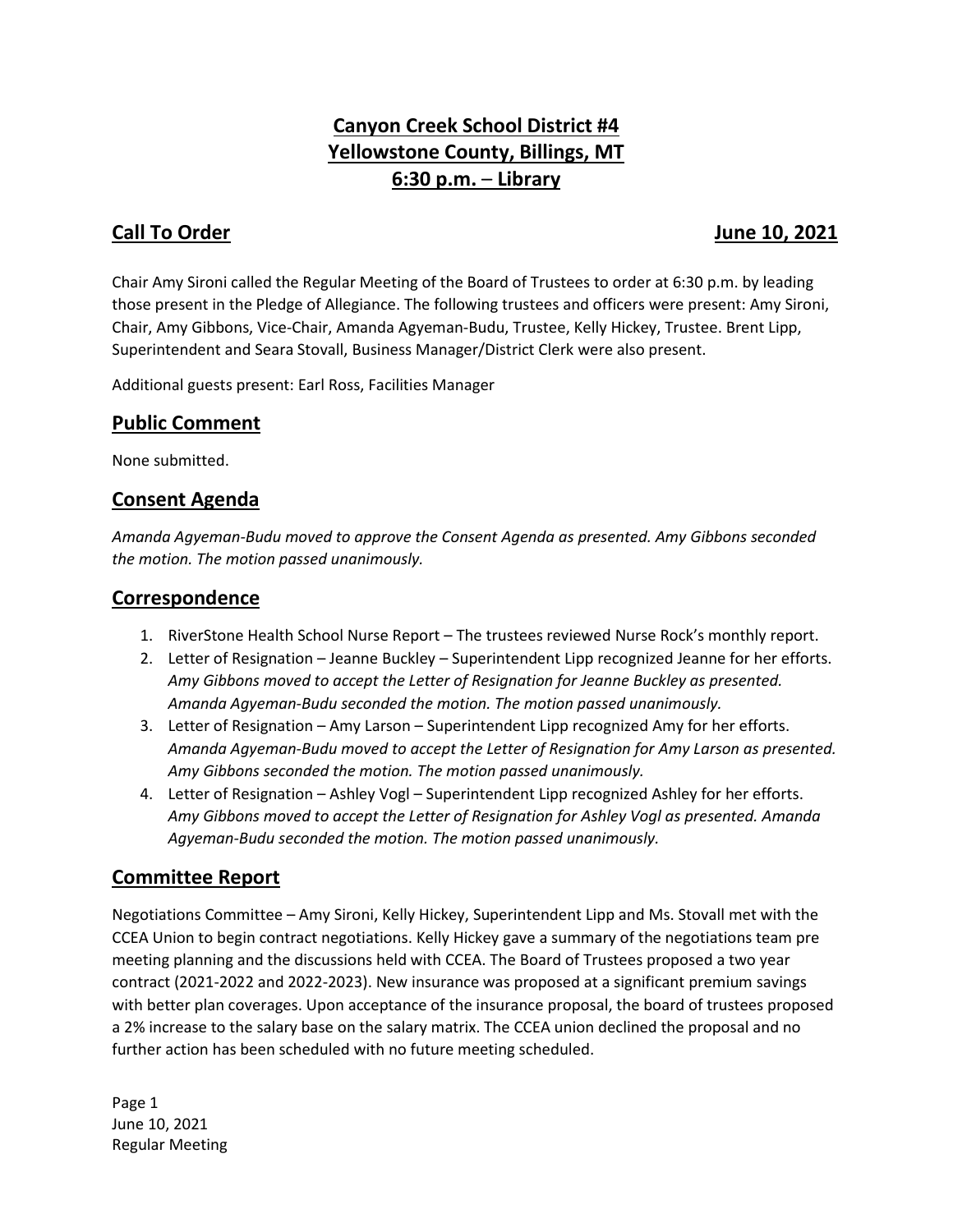# **Canyon Creek School District #4**
# **Yellowstone County, Billings, MT**
# **6:30 p.m. – Library**

## **Call To Order** **June 10, 2021**

Chair Amy Sironi called the Regular Meeting of the Board of Trustees to order at 6:30 p.m. by leading those present in the Pledge of Allegiance. The following trustees and officers were present: Amy Sironi, Chair, Amy Gibbons, Vice-Chair, Amanda Agyeman-Budu, Trustee, Kelly Hickey, Trustee. Brent Lipp, Superintendent and Seara Stovall, Business Manager/District Clerk were also present.

Additional guests present: Earl Ross, Facilities Manager

## **Public Comment**

None submitted.

## **Consent Agenda**

*Amanda Agyeman-Budu moved to approve the Consent Agenda as presented. Amy Gibbons seconded the motion. The motion passed unanimously.*

## **Correspondence**

1. RiverStone Health School Nurse Report – The trustees reviewed Nurse Rock's monthly report.
2. Letter of Resignation – Jeanne Buckley – Superintendent Lipp recognized Jeanne for her efforts. *Amy Gibbons moved to accept the Letter of Resignation for Jeanne Buckley as presented. Amanda Agyeman-Budu seconded the motion. The motion passed unanimously.*
3. Letter of Resignation – Amy Larson – Superintendent Lipp recognized Amy for her efforts. *Amanda Agyeman-Budu moved to accept the Letter of Resignation for Amy Larson as presented. Amy Gibbons seconded the motion. The motion passed unanimously.*
4. Letter of Resignation – Ashley Vogl – Superintendent Lipp recognized Ashley for her efforts. *Amy Gibbons moved to accept the Letter of Resignation for Ashley Vogl as presented. Amanda Agyeman-Budu seconded the motion. The motion passed unanimously.*

## **Committee Report**

Negotiations Committee – Amy Sironi, Kelly Hickey, Superintendent Lipp and Ms. Stovall met with the CCEA Union to begin contract negotiations. Kelly Hickey gave a summary of the negotiations team pre meeting planning and the discussions held with CCEA. The Board of Trustees proposed a two year contract (2021-2022 and 2022-2023). New insurance was proposed at a significant premium savings with better plan coverages. Upon acceptance of the insurance proposal, the board of trustees proposed a 2% increase to the salary base on the salary matrix. The CCEA union declined the proposal and no further action has been scheduled with no future meeting scheduled.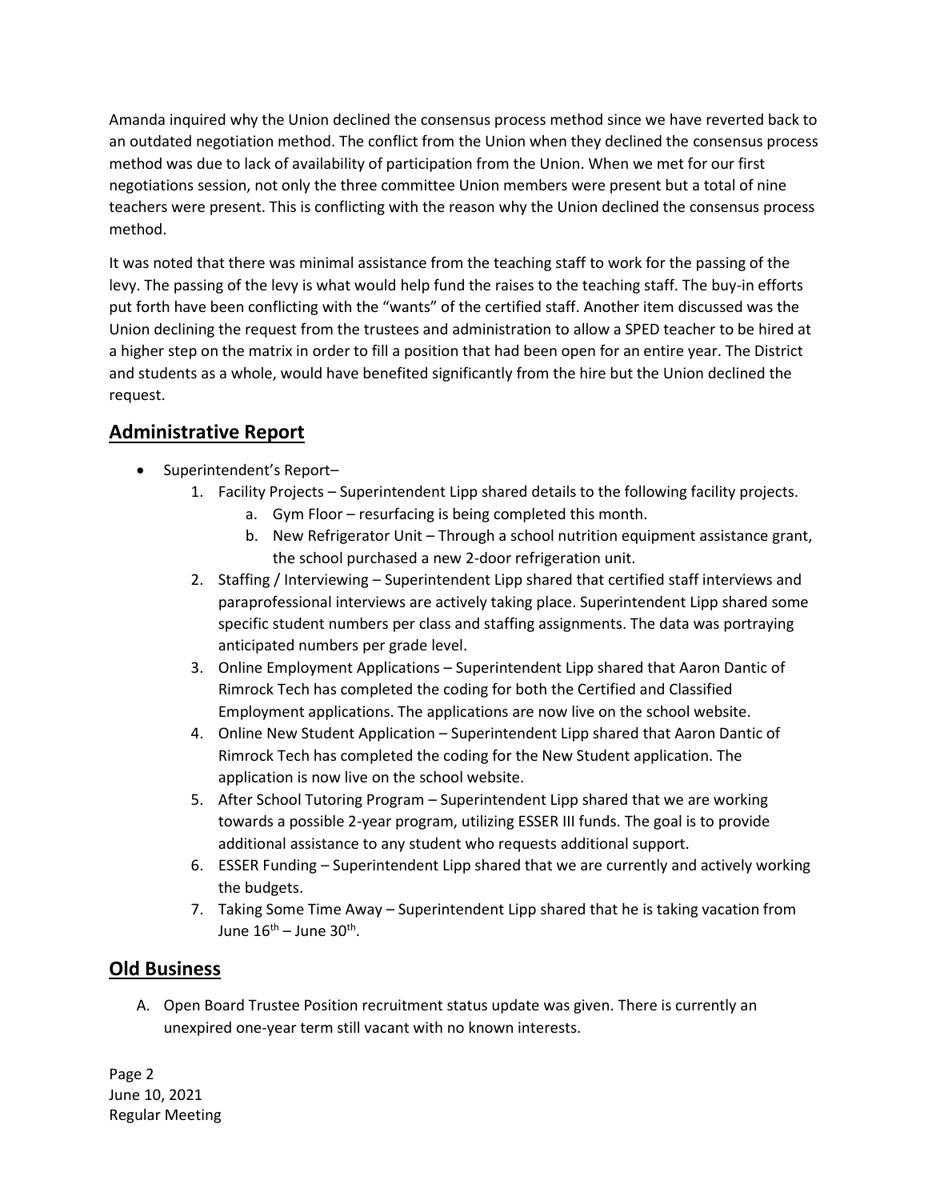Amanda inquired why the Union declined the consensus process method since we have reverted back to an outdated negotiation method. The conflict from the Union when they declined the consensus process method was due to lack of availability of participation from the Union. When we met for our first negotiations session, not only the three committee Union members were present but a total of nine teachers were present. This is conflicting with the reason why the Union declined the consensus process method.

It was noted that there was minimal assistance from the teaching staff to work for the passing of the levy. The passing of the levy is what would help fund the raises to the teaching staff. The buy-in efforts put forth have been conflicting with the "wants" of the certified staff. Another item discussed was the Union declining the request from the trustees and administration to allow a SPED teacher to be hired at a higher step on the matrix in order to fill a position that had been open for an entire year. The District and students as a whole, would have benefited significantly from the hire but the Union declined the request.

## Administrative Report

- Superintendent's Report–
  1. Facility Projects – Superintendent Lipp shared details to the following facility projects.
     a. Gym Floor – resurfacing is being completed this month.
     b. New Refrigerator Unit – Through a school nutrition equipment assistance grant, the school purchased a new 2-door refrigeration unit.
  2. Staffing / Interviewing – Superintendent Lipp shared that certified staff interviews and paraprofessional interviews are actively taking place. Superintendent Lipp shared some specific student numbers per class and staffing assignments. The data was portraying anticipated numbers per grade level.
  3. Online Employment Applications – Superintendent Lipp shared that Aaron Dantic of Rimrock Tech has completed the coding for both the Certified and Classified Employment applications. The applications are now live on the school website.
  4. Online New Student Application – Superintendent Lipp shared that Aaron Dantic of Rimrock Tech has completed the coding for the New Student application. The application is now live on the school website.
  5. After School Tutoring Program – Superintendent Lipp shared that we are working towards a possible 2-year program, utilizing ESSER III funds. The goal is to provide additional assistance to any student who requests additional support.
  6. ESSER Funding – Superintendent Lipp shared that we are currently and actively working the budgets.
  7. Taking Some Time Away – Superintendent Lipp shared that he is taking vacation from June 16th – June 30th.

## Old Business

A. Open Board Trustee Position recruitment status update was given. There is currently an unexpired one-year term still vacant with no known interests.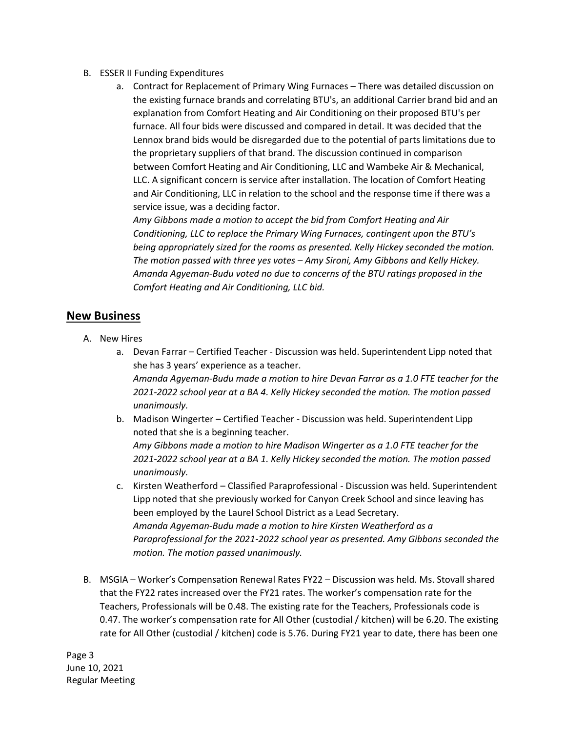B. ESSER II Funding Expenditures
   a. Contract for Replacement of Primary Wing Furnaces – There was detailed discussion on the existing furnace brands and correlating BTU's, an additional Carrier brand bid and an explanation from Comfort Heating and Air Conditioning on their proposed BTU's per furnace. All four bids were discussed and compared in detail. It was decided that the Lennox brand bids would be disregarded due to the potential of parts limitations due to the proprietary suppliers of that brand. The discussion continued in comparison between Comfort Heating and Air Conditioning, LLC and Wambeke Air & Mechanical, LLC. A significant concern is service after installation. The location of Comfort Heating and Air Conditioning, LLC in relation to the school and the response time if there was a service issue, was a deciding factor.
      *Amy Gibbons made a motion to accept the bid from Comfort Heating and Air Conditioning, LLC to replace the Primary Wing Furnaces, contingent upon the BTU's being appropriately sized for the rooms as presented. Kelly Hickey seconded the motion. The motion passed with three yes votes – Amy Sironi, Amy Gibbons and Kelly Hickey. Amanda Agyeman-Budu voted no due to concerns of the BTU ratings proposed in the Comfort Heating and Air Conditioning, LLC bid.*

## New Business

A. New Hires
   a. Devan Farrar – Certified Teacher - Discussion was held. Superintendent Lipp noted that she has 3 years' experience as a teacher.
      *Amanda Agyeman-Budu made a motion to hire Devan Farrar as a 1.0 FTE teacher for the 2021-2022 school year at a BA 4. Kelly Hickey seconded the motion. The motion passed unanimously.*
   b. Madison Wingerter – Certified Teacher - Discussion was held. Superintendent Lipp noted that she is a beginning teacher.
      *Amy Gibbons made a motion to hire Madison Wingerter as a 1.0 FTE teacher for the 2021-2022 school year at a BA 1. Kelly Hickey seconded the motion. The motion passed unanimously.*
   c. Kirsten Weatherford – Classified Paraprofessional - Discussion was held. Superintendent Lipp noted that she previously worked for Canyon Creek School and since leaving has been employed by the Laurel School District as a Lead Secretary.
      *Amanda Agyeman-Budu made a motion to hire Kirsten Weatherford as a Paraprofessional for the 2021-2022 school year as presented. Amy Gibbons seconded the motion. The motion passed unanimously.*

B. MSGIA – Worker's Compensation Renewal Rates FY22 – Discussion was held. Ms. Stovall shared that the FY22 rates increased over the FY21 rates. The worker's compensation rate for the Teachers, Professionals will be 0.48. The existing rate for the Teachers, Professionals code is 0.47. The worker's compensation rate for All Other (custodial / kitchen) will be 6.20. The existing rate for All Other (custodial / kitchen) code is 5.76. During FY21 year to date, there has been one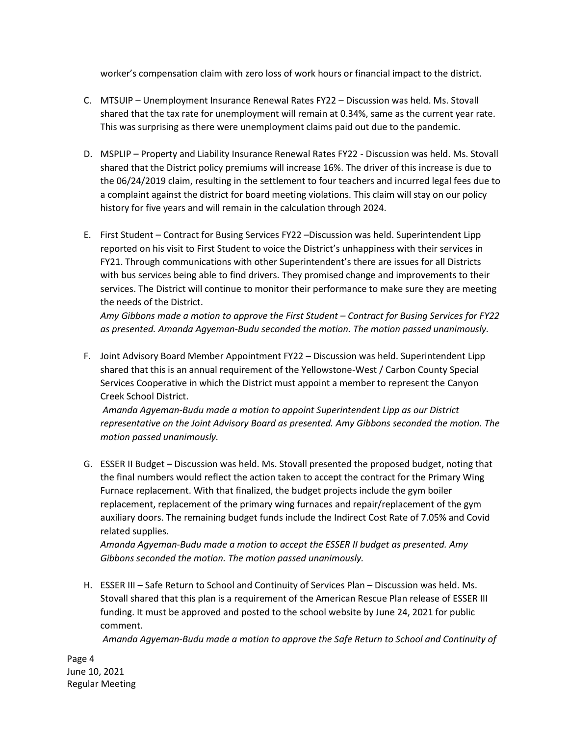worker's compensation claim with zero loss of work hours or financial impact to the district.

C. MTSUIP – Unemployment Insurance Renewal Rates FY22 – Discussion was held. Ms. Stovall shared that the tax rate for unemployment will remain at 0.34%, same as the current year rate. This was surprising as there were unemployment claims paid out due to the pandemic.

D. MSPLIP – Property and Liability Insurance Renewal Rates FY22 - Discussion was held. Ms. Stovall shared that the District policy premiums will increase 16%. The driver of this increase is due to the 06/24/2019 claim, resulting in the settlement to four teachers and incurred legal fees due to a complaint against the district for board meeting violations. This claim will stay on our policy history for five years and will remain in the calculation through 2024.

E. First Student – Contract for Busing Services FY22 –Discussion was held. Superintendent Lipp reported on his visit to First Student to voice the District's unhappiness with their services in FY21. Through communications with other Superintendent's there are issues for all Districts with bus services being able to find drivers. They promised change and improvements to their services. The District will continue to monitor their performance to make sure they are meeting the needs of the District.
*Amy Gibbons made a motion to approve the First Student – Contract for Busing Services for FY22 as presented. Amanda Agyeman-Budu seconded the motion. The motion passed unanimously.*

F. Joint Advisory Board Member Appointment FY22 – Discussion was held. Superintendent Lipp shared that this is an annual requirement of the Yellowstone-West / Carbon County Special Services Cooperative in which the District must appoint a member to represent the Canyon Creek School District.
*Amanda Agyeman-Budu made a motion to appoint Superintendent Lipp as our District representative on the Joint Advisory Board as presented. Amy Gibbons seconded the motion. The motion passed unanimously.*

G. ESSER II Budget – Discussion was held. Ms. Stovall presented the proposed budget, noting that the final numbers would reflect the action taken to accept the contract for the Primary Wing Furnace replacement. With that finalized, the budget projects include the gym boiler replacement, replacement of the primary wing furnaces and repair/replacement of the gym auxiliary doors. The remaining budget funds include the Indirect Cost Rate of 7.05% and Covid related supplies.
*Amanda Agyeman-Budu made a motion to accept the ESSER II budget as presented. Amy Gibbons seconded the motion. The motion passed unanimously.*

H. ESSER III – Safe Return to School and Continuity of Services Plan – Discussion was held. Ms. Stovall shared that this plan is a requirement of the American Rescue Plan release of ESSER III funding. It must be approved and posted to the school website by June 24, 2021 for public comment.
*Amanda Agyeman-Budu made a motion to approve the Safe Return to School and Continuity of*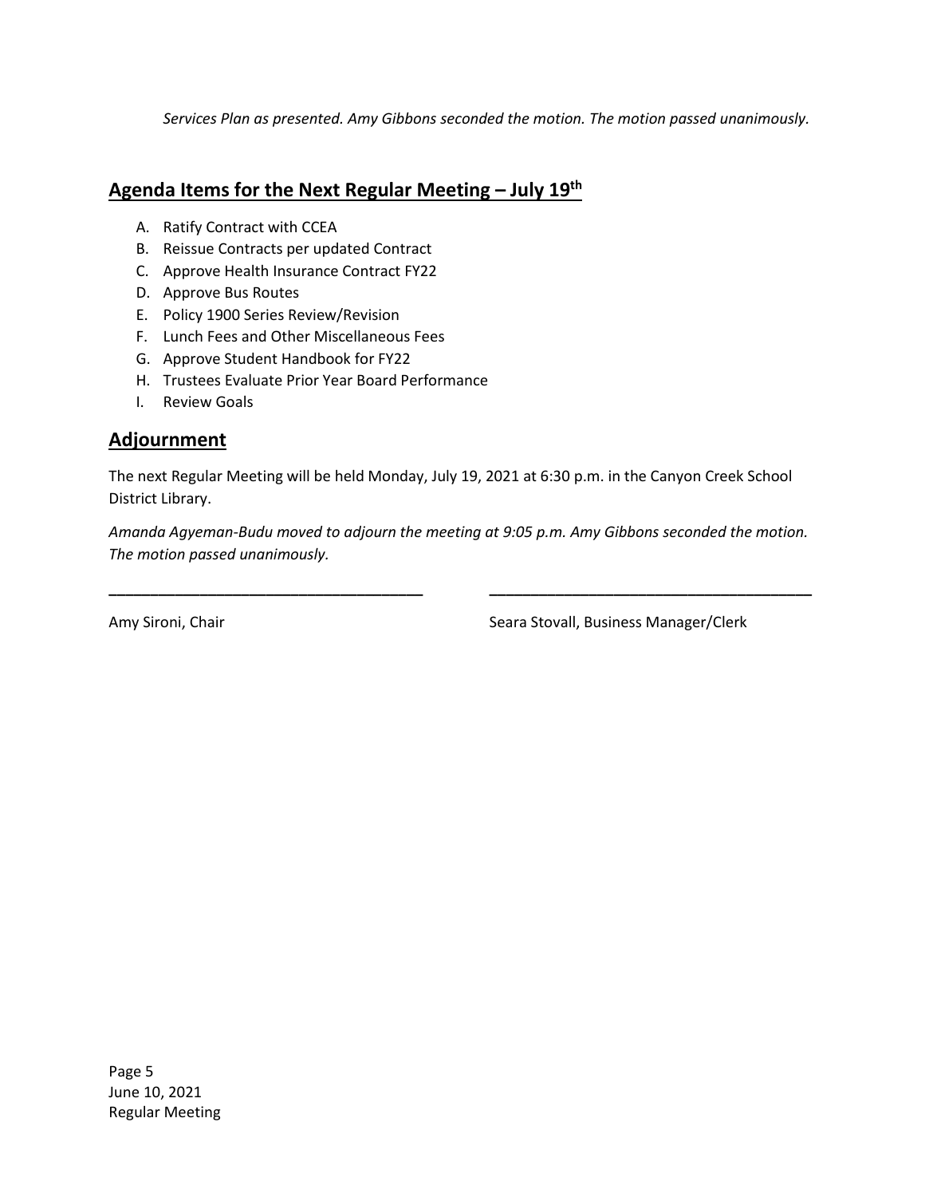*Services Plan as presented. Amy Gibbons seconded the motion. The motion passed unanimously.*

## Agenda Items for the Next Regular Meeting – July 19th

A. Ratify Contract with CCEA
B. Reissue Contracts per updated Contract
C. Approve Health Insurance Contract FY22
D. Approve Bus Routes
E. Policy 1900 Series Review/Revision
F. Lunch Fees and Other Miscellaneous Fees
G. Approve Student Handbook for FY22
H. Trustees Evaluate Prior Year Board Performance
I. Review Goals

## Adjournment

The next Regular Meeting will be held Monday, July 19, 2021 at 6:30 p.m. in the Canyon Creek School District Library.

*Amanda Agyeman-Budu moved to adjourn the meeting at 9:05 p.m. Amy Gibbons seconded the motion. The motion passed unanimously.*

\_\_\_\_\_\_\_\_\_\_\_\_\_\_\_\_\_\_\_\_\_\_\_\_\_\_\_\_\_\_\_\_\_\_\_\_ \_\_\_\_\_\_\_\_\_\_\_\_\_\_\_\_\_\_\_\_\_\_\_\_\_\_\_\_\_\_\_\_\_\_\_\_

Amy Sironi, Chair Seara Stovall, Business Manager/Clerk

Page 5
June 10, 2021
Regular Meeting